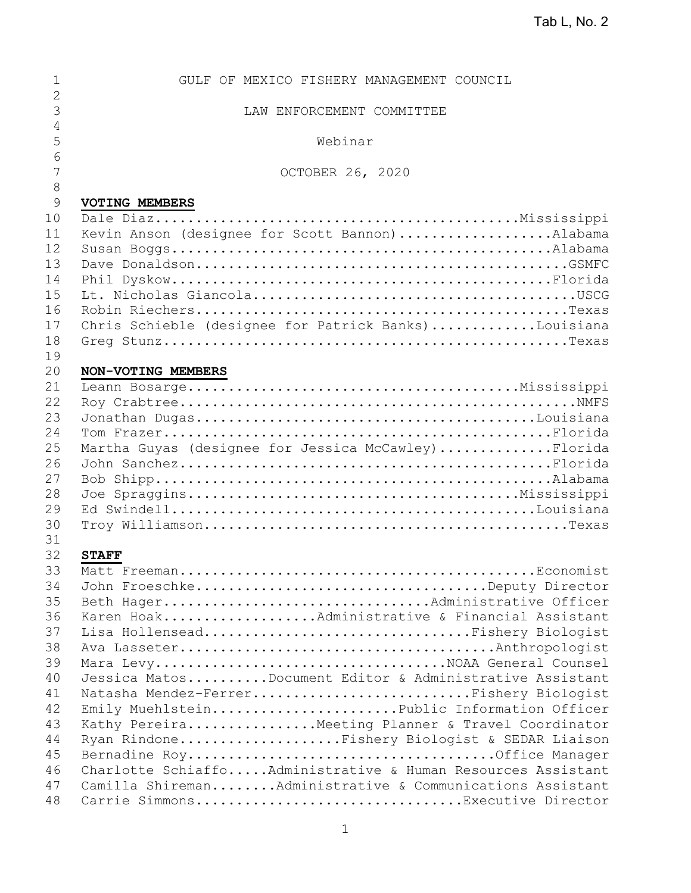Tab L, No. 2

# GULF OF MEXICO FISHERY MANAGEMENT COUNCIL

## LAW ENFORCEMENT COMMITTEE

Webinar

OCTOBER 26, 2020

**VOTING MEMBERS**

Dale Diaz............................................Mississippi
Kevin Anson (designee for Scott Bannon)...................Alabama
Susan Boggs...............................................Alabama
Dave Donaldson..............................................GSMFC
Phil Dyskow...............................................Florida
Lt. Nicholas Giancola........................................USCG
Robin Riechers..............................................Texas
Chris Schieble (designee for Patrick Banks).............Louisiana
Greg Stunz..................................................Texas

**NON-VOTING MEMBERS**

Leann Bosarge..........................................Mississippi
Roy Crabtree.................................................NMFS
Jonathan Dugas...........................................Louisiana
Tom Frazer.................................................Florida
Martha Guyas (designee for Jessica McCawley)..............Florida
John Sanchez...............................................Florida
Bob Shipp..................................................Alabama
Joe Spraggins..........................................Mississippi
Ed Swindell..............................................Louisiana
Troy Williamson..............................................Texas

**STAFF**

Matt Freeman.............................................Economist
John Froeschke.....................................Deputy Director
Beth Hager................................Administrative Officer
Karen Hoak...................Administrative & Financial Assistant
Lisa Hollensead.................................Fishery Biologist
Ava Lasseter.......................................Anthropologist
Mara Levy..................................NOAA General Counsel
Jessica Matos..........Document Editor & Administrative Assistant
Natasha Mendez-Ferrer...........................Fishery Biologist
Emily Muehlstein.......................Public Information Officer
Kathy Pereira................Meeting Planner & Travel Coordinator
Ryan Rindone...................Fishery Biologist & SEDAR Liaison
Bernadine Roy.......................................Office Manager
Charlotte Schiaffo.....Administrative & Human Resources Assistant
Camilla Shireman........Administrative & Communications Assistant
Carrie Simmons..................................Executive Director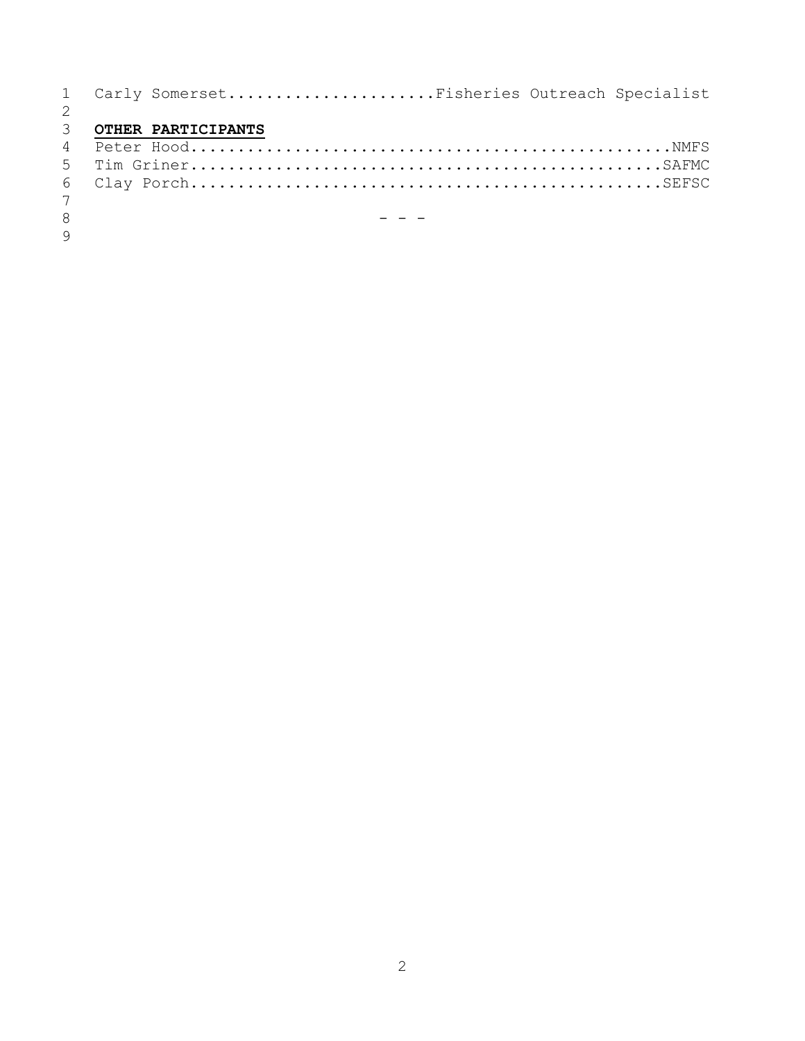Carly Somerset......................Fisheries Outreach Specialist

**OTHER PARTICIPANTS**

Peter Hood..................................................NMFS
Tim Griner.................................................SAFMC
Clay Porch.................................................SEFSC

- - -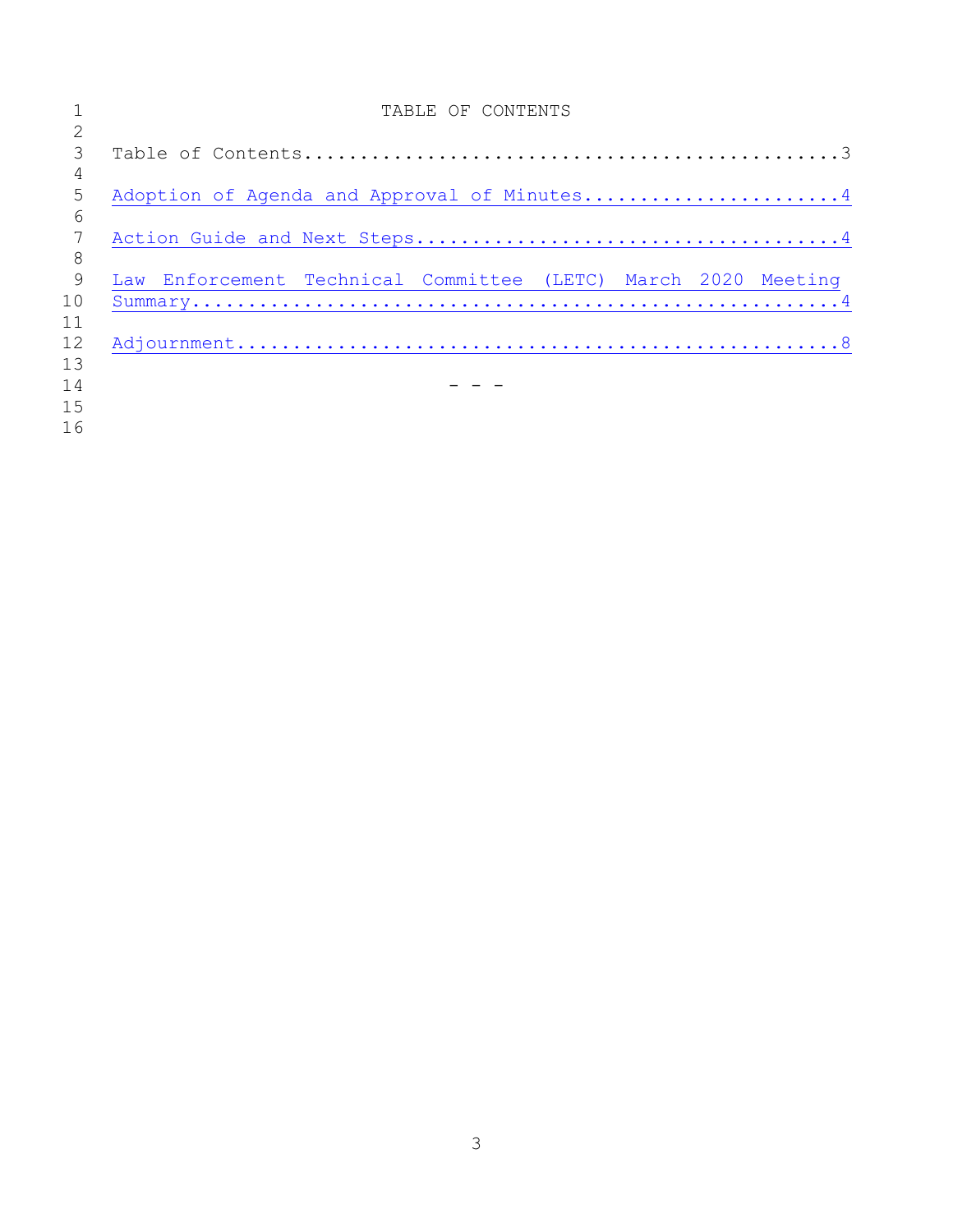# TABLE OF CONTENTS

Table of Contents........................................3

Adoption of Agenda and Approval of Minutes.......................4

Action Guide and Next Steps.....................................4

Law Enforcement Technical Committee (LETC) March 2020 Meeting Summary...................................................4

Adjournment.................................................8

\- - -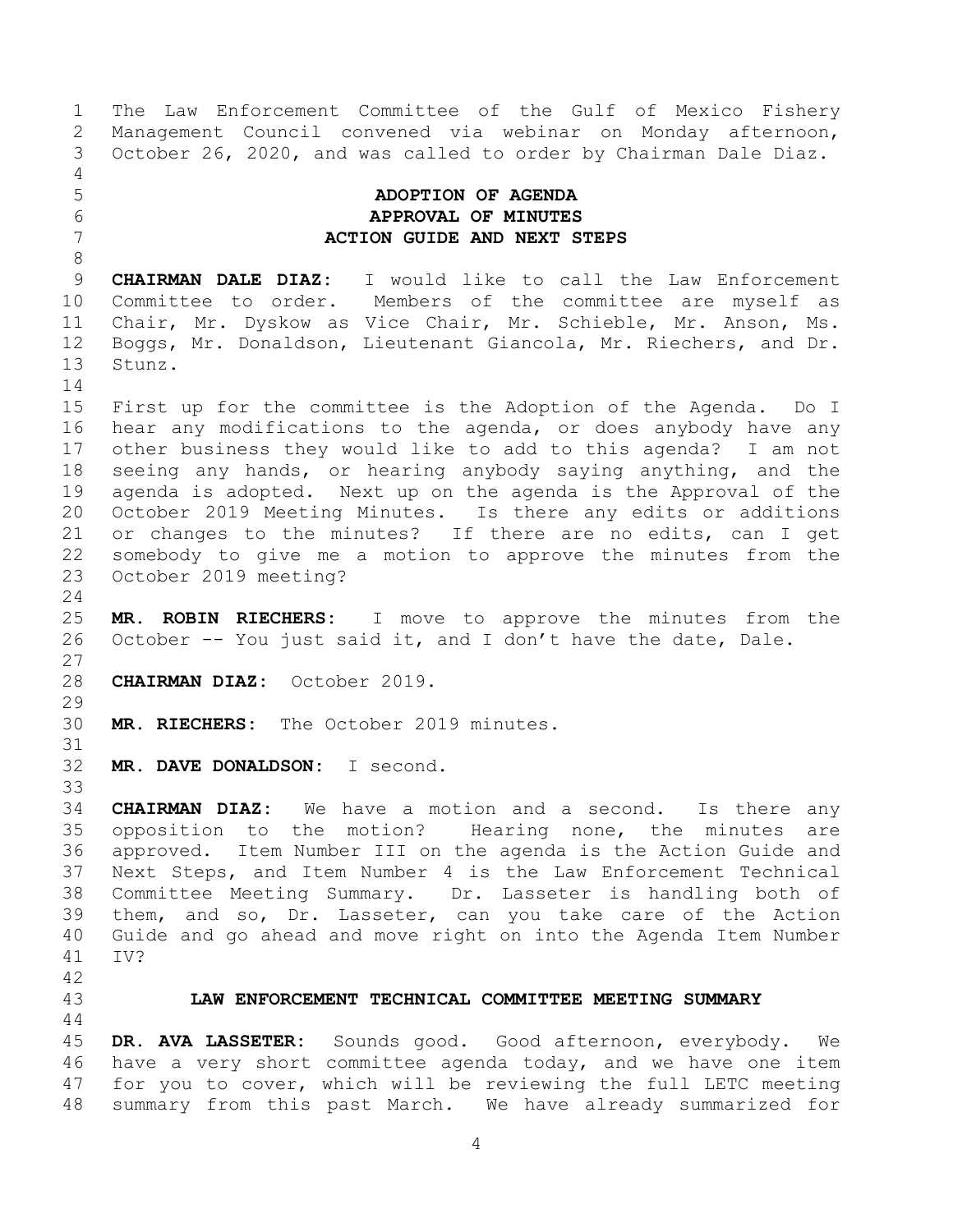The Law Enforcement Committee of the Gulf of Mexico Fishery Management Council convened via webinar on Monday afternoon, October 26, 2020, and was called to order by Chairman Dale Diaz.

## ADOPTION OF AGENDA
## APPROVAL OF MINUTES
## ACTION GUIDE AND NEXT STEPS

**CHAIRMAN DALE DIAZ:** I would like to call the Law Enforcement Committee to order. Members of the committee are myself as Chair, Mr. Dyskow as Vice Chair, Mr. Schieble, Mr. Anson, Ms. Boggs, Mr. Donaldson, Lieutenant Giancola, Mr. Riechers, and Dr. Stunz.

First up for the committee is the Adoption of the Agenda. Do I hear any modifications to the agenda, or does anybody have any other business they would like to add to this agenda? I am not seeing any hands, or hearing anybody saying anything, and the agenda is adopted. Next up on the agenda is the Approval of the October 2019 Meeting Minutes. Is there any edits or additions or changes to the minutes? If there are no edits, can I get somebody to give me a motion to approve the minutes from the October 2019 meeting?

**MR. ROBIN RIECHERS:** I move to approve the minutes from the October -- You just said it, and I don't have the date, Dale.

**CHAIRMAN DIAZ:** October 2019.

**MR. RIECHERS:** The October 2019 minutes.

**MR. DAVE DONALDSON:** I second.

**CHAIRMAN DIAZ:** We have a motion and a second. Is there any opposition to the motion? Hearing none, the minutes are approved. Item Number III on the agenda is the Action Guide and Next Steps, and Item Number 4 is the Law Enforcement Technical Committee Meeting Summary. Dr. Lasseter is handling both of them, and so, Dr. Lasseter, can you take care of the Action Guide and go ahead and move right on into the Agenda Item Number IV?

## LAW ENFORCEMENT TECHNICAL COMMITTEE MEETING SUMMARY

**DR. AVA LASSETER:** Sounds good. Good afternoon, everybody. We have a very short committee agenda today, and we have one item for you to cover, which will be reviewing the full LETC meeting summary from this past March. We have already summarized for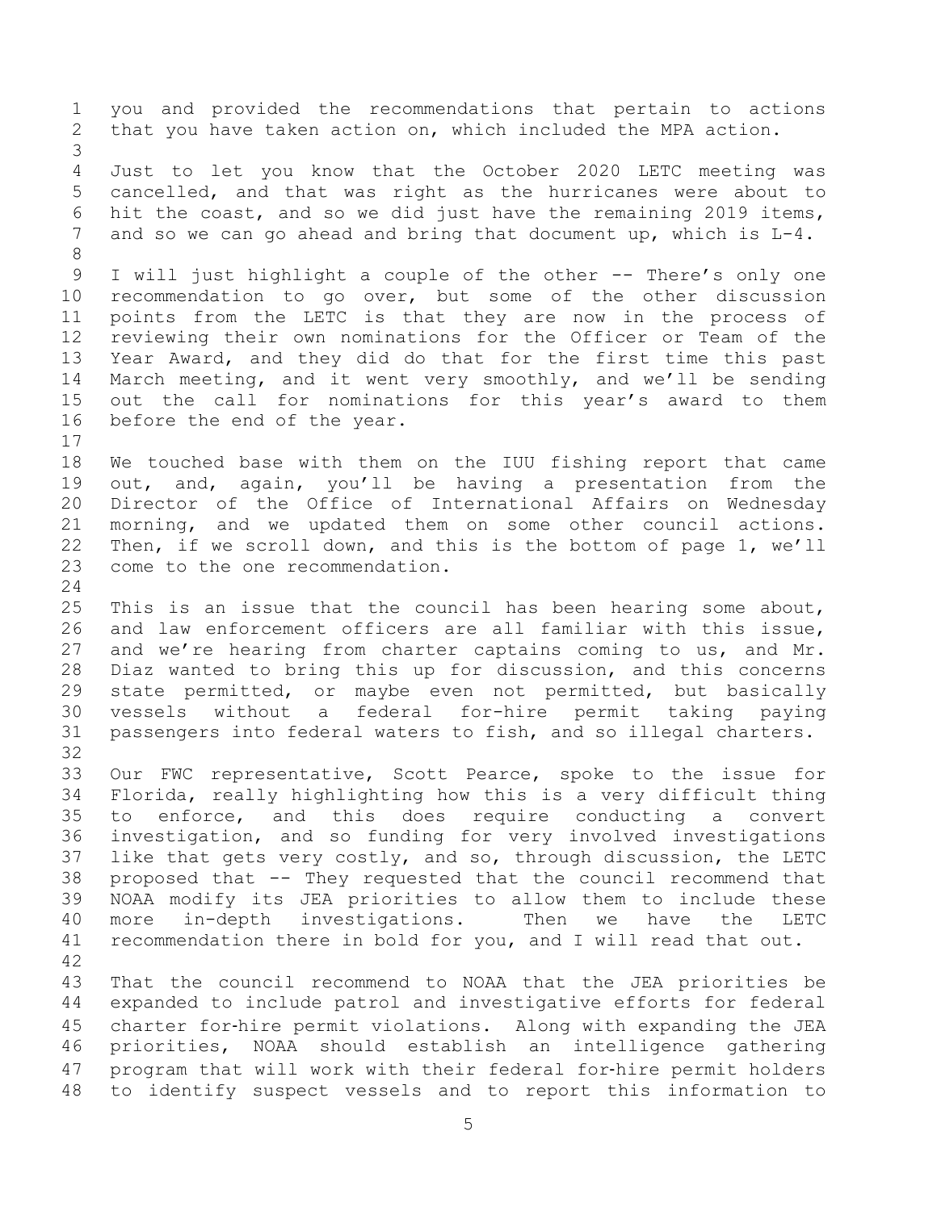you and provided the recommendations that pertain to actions that you have taken action on, which included the MPA action.

Just to let you know that the October 2020 LETC meeting was cancelled, and that was right as the hurricanes were about to hit the coast, and so we did just have the remaining 2019 items, and so we can go ahead and bring that document up, which is L-4.

I will just highlight a couple of the other -- There's only one recommendation to go over, but some of the other discussion points from the LETC is that they are now in the process of reviewing their own nominations for the Officer or Team of the Year Award, and they did do that for the first time this past March meeting, and it went very smoothly, and we'll be sending out the call for nominations for this year's award to them before the end of the year.

We touched base with them on the IUU fishing report that came out, and, again, you'll be having a presentation from the Director of the Office of International Affairs on Wednesday morning, and we updated them on some other council actions. Then, if we scroll down, and this is the bottom of page 1, we'll come to the one recommendation.

This is an issue that the council has been hearing some about, and law enforcement officers are all familiar with this issue, and we're hearing from charter captains coming to us, and Mr. Diaz wanted to bring this up for discussion, and this concerns state permitted, or maybe even not permitted, but basically vessels without a federal for-hire permit taking paying passengers into federal waters to fish, and so illegal charters.

Our FWC representative, Scott Pearce, spoke to the issue for Florida, really highlighting how this is a very difficult thing to enforce, and this does require conducting a convert investigation, and so funding for very involved investigations like that gets very costly, and so, through discussion, the LETC proposed that -- They requested that the council recommend that NOAA modify its JEA priorities to allow them to include these more in-depth investigations. Then we have the LETC recommendation there in bold for you, and I will read that out.

That the council recommend to NOAA that the JEA priorities be expanded to include patrol and investigative efforts for federal charter for-hire permit violations. Along with expanding the JEA priorities, NOAA should establish an intelligence gathering program that will work with their federal for-hire permit holders to identify suspect vessels and to report this information to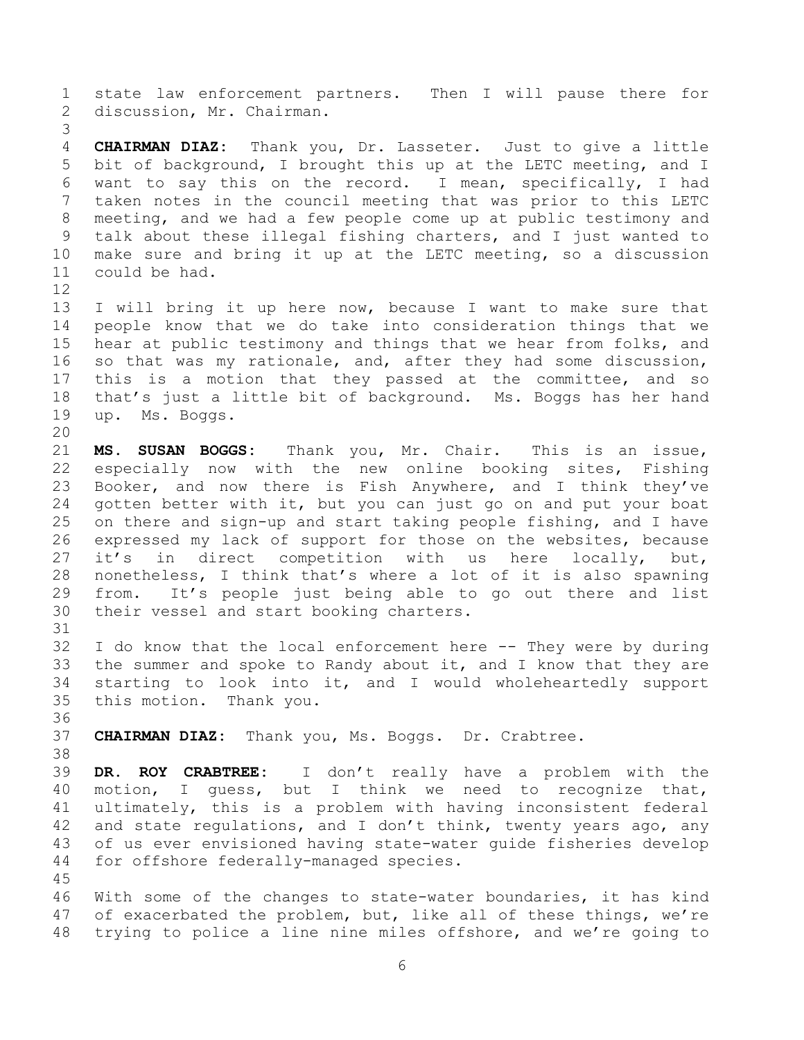state law enforcement partners. Then I will pause there for discussion, Mr. Chairman.

**CHAIRMAN DIAZ:** Thank you, Dr. Lasseter. Just to give a little bit of background, I brought this up at the LETC meeting, and I want to say this on the record. I mean, specifically, I had taken notes in the council meeting that was prior to this LETC meeting, and we had a few people come up at public testimony and talk about these illegal fishing charters, and I just wanted to make sure and bring it up at the LETC meeting, so a discussion could be had.

I will bring it up here now, because I want to make sure that people know that we do take into consideration things that we hear at public testimony and things that we hear from folks, and so that was my rationale, and, after they had some discussion, this is a motion that they passed at the committee, and so that's just a little bit of background. Ms. Boggs has her hand up. Ms. Boggs.

**MS. SUSAN BOGGS:** Thank you, Mr. Chair. This is an issue, especially now with the new online booking sites, Fishing Booker, and now there is Fish Anywhere, and I think they've gotten better with it, but you can just go on and put your boat on there and sign-up and start taking people fishing, and I have expressed my lack of support for those on the websites, because it's in direct competition with us here locally, but, nonetheless, I think that's where a lot of it is also spawning from. It's people just being able to go out there and list their vessel and start booking charters.

I do know that the local enforcement here -- They were by during the summer and spoke to Randy about it, and I know that they are starting to look into it, and I would wholeheartedly support this motion. Thank you.

**CHAIRMAN DIAZ:** Thank you, Ms. Boggs. Dr. Crabtree.

**DR. ROY CRABTREE:** I don't really have a problem with the motion, I guess, but I think we need to recognize that, ultimately, this is a problem with having inconsistent federal and state regulations, and I don't think, twenty years ago, any of us ever envisioned having state-water guide fisheries develop for offshore federally-managed species.

With some of the changes to state-water boundaries, it has kind of exacerbated the problem, but, like all of these things, we're trying to police a line nine miles offshore, and we're going to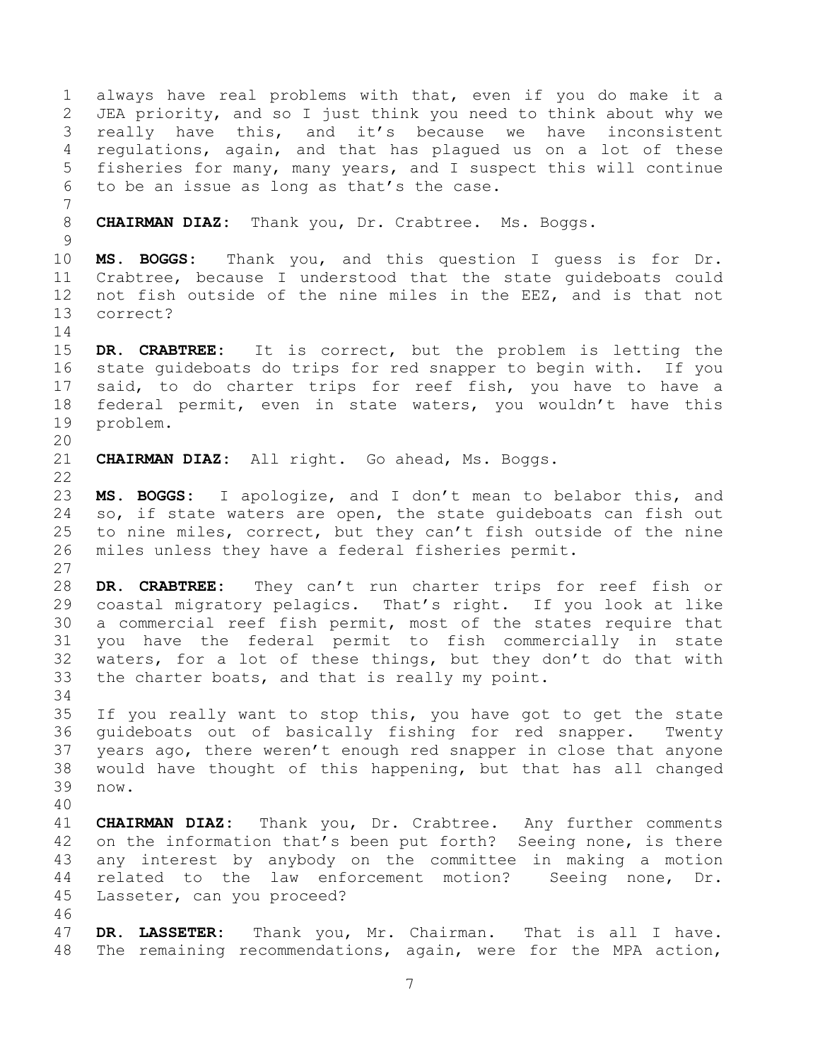always have real problems with that, even if you do make it a JEA priority, and so I just think you need to think about why we really have this, and it's because we have inconsistent regulations, again, and that has plagued us on a lot of these fisheries for many, many years, and I suspect this will continue to be an issue as long as that's the case.

**CHAIRMAN DIAZ:** Thank you, Dr. Crabtree. Ms. Boggs.

**MS. BOGGS:** Thank you, and this question I guess is for Dr. Crabtree, because I understood that the state guideboats could not fish outside of the nine miles in the EEZ, and is that not correct?

**DR. CRABTREE:** It is correct, but the problem is letting the state guideboats do trips for red snapper to begin with. If you said, to do charter trips for reef fish, you have to have a federal permit, even in state waters, you wouldn't have this problem.

**CHAIRMAN DIAZ:** All right. Go ahead, Ms. Boggs.

**MS. BOGGS:** I apologize, and I don't mean to belabor this, and so, if state waters are open, the state guideboats can fish out to nine miles, correct, but they can't fish outside of the nine miles unless they have a federal fisheries permit.

**DR. CRABTREE:** They can't run charter trips for reef fish or coastal migratory pelagics. That's right. If you look at like a commercial reef fish permit, most of the states require that you have the federal permit to fish commercially in state waters, for a lot of these things, but they don't do that with the charter boats, and that is really my point.

If you really want to stop this, you have got to get the state guideboats out of basically fishing for red snapper. Twenty years ago, there weren't enough red snapper in close that anyone would have thought of this happening, but that has all changed now.

**CHAIRMAN DIAZ:** Thank you, Dr. Crabtree. Any further comments on the information that's been put forth? Seeing none, is there any interest by anybody on the committee in making a motion related to the law enforcement motion? Seeing none, Dr. Lasseter, can you proceed?

**DR. LASSETER:** Thank you, Mr. Chairman. That is all I have. The remaining recommendations, again, were for the MPA action,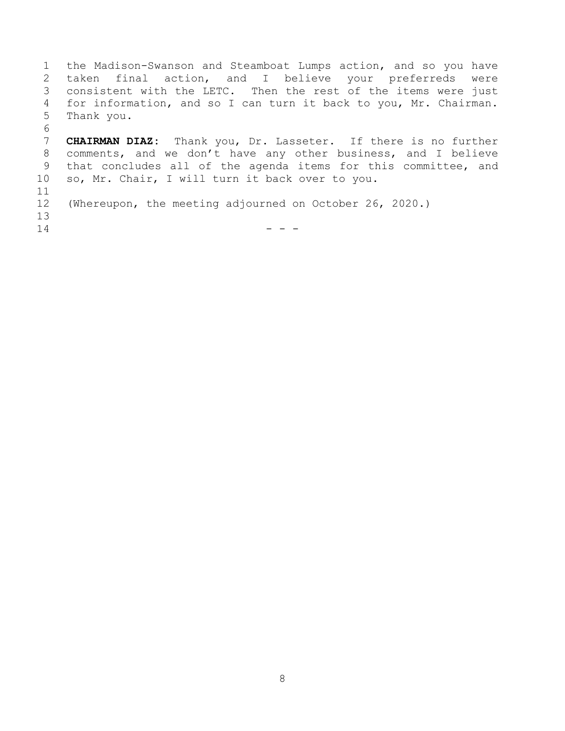the Madison-Swanson and Steamboat Lumps action, and so you have taken final action, and I believe your preferreds were consistent with the LETC. Then the rest of the items were just for information, and so I can turn it back to you, Mr. Chairman. Thank you.

**CHAIRMAN DIAZ:** Thank you, Dr. Lasseter. If there is no further comments, and we don't have any other business, and I believe that concludes all of the agenda items for this committee, and so, Mr. Chair, I will turn it back over to you.

(Whereupon, the meeting adjourned on October 26, 2020.)

\- - -